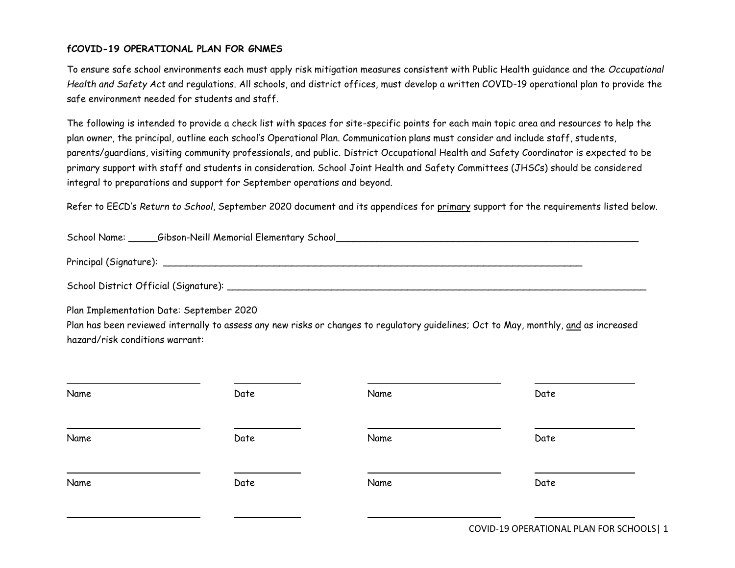**fCOVID-19 OPERATIONAL PLAN FOR GNMES**

To ensure safe school environments each must apply risk mitigation measures consistent with Public Health guidance and the *Occupational Health and Safety Act* and regulations. All schools, and district offices, must develop a written COVID-19 operational plan to provide the safe environment needed for students and staff.

The following is intended to provide a check list with spaces for site-specific points for each main topic area and resources to help the plan owner, the principal, outline each school's Operational Plan. Communication plans must consider and include staff, students, parents/guardians, visiting community professionals, and public. District Occupational Health and Safety Coordinator is expected to be primary support with staff and students in consideration. School Joint Health and Safety Committees (JHSCs) should be considered integral to preparations and support for September operations and beyond.

Refer to EECD's *Return to School*, September 2020 document and its appendices for primary support for the requirements listed below.

School Name: _____Gibson-Neill Memorial Elementary School_______________________________________________________

Principal (Signature): ___________________________________________________________________________

School District Official (Signature): ___________________________________________________________________________

Plan Implementation Date: September 2020

Plan has been reviewed internally to assess any new risks or changes to regulatory guidelines; Oct to May, monthly, and as increased hazard/risk conditions warrant:

| Name | Date | Name | Date |
|---|---|---|---|
| | | | |
| Name | Date | Name | Date |
| | | | |
| Name | Date | Name | Date |
| | | | |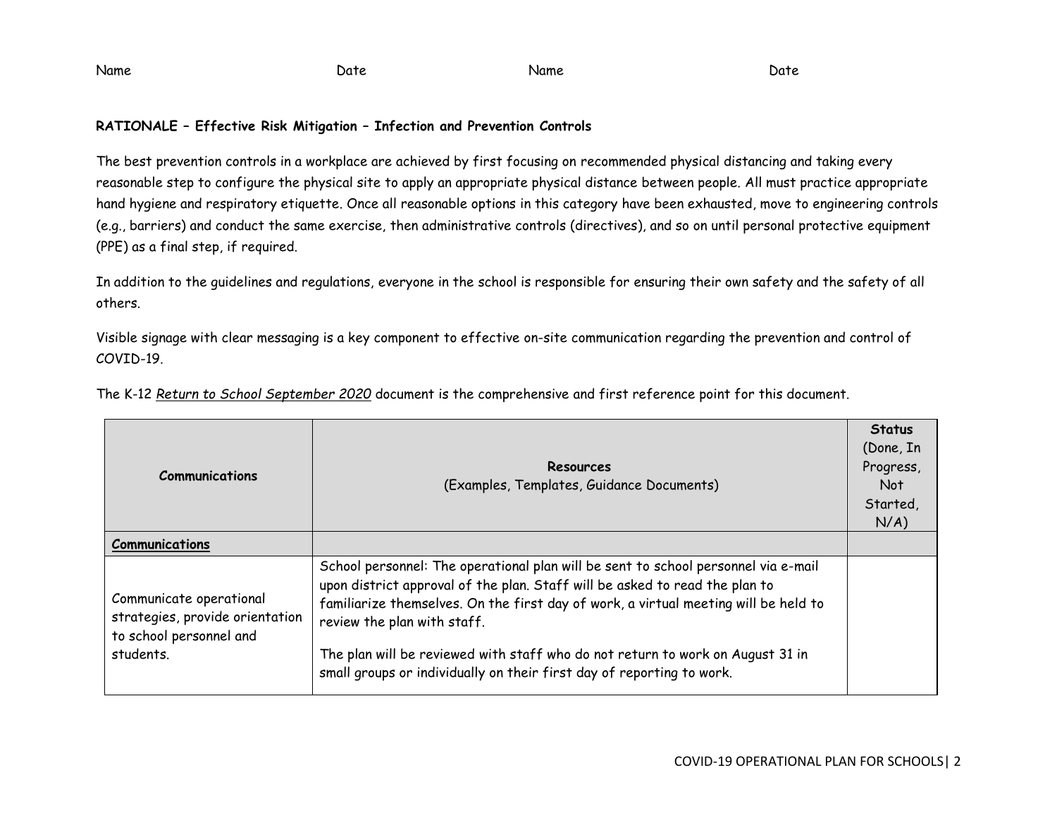Name Date Name Date

**RATIONALE – Effective Risk Mitigation – Infection and Prevention Controls**

The best prevention controls in a workplace are achieved by first focusing on recommended physical distancing and taking every reasonable step to configure the physical site to apply an appropriate physical distance between people. All must practice appropriate hand hygiene and respiratory etiquette. Once all reasonable options in this category have been exhausted, move to engineering controls (e.g., barriers) and conduct the same exercise, then administrative controls (directives), and so on until personal protective equipment (PPE) as a final step, if required.

In addition to the guidelines and regulations, everyone in the school is responsible for ensuring their own safety and the safety of all others.

Visible signage with clear messaging is a key component to effective on-site communication regarding the prevention and control of COVID-19.

The K-12 *Return to School September 2020* document is the comprehensive and first reference point for this document.

| **Communications** | **Resources** (Examples, Templates, Guidance Documents) | **Status** (Done, In Progress, Not Started, N/A) |
|---|---|---|
| **Communications** | | |
| Communicate operational strategies, provide orientation to school personnel and students. | School personnel: The operational plan will be sent to school personnel via e-mail upon district approval of the plan. Staff will be asked to read the plan to familiarize themselves. On the first day of work, a virtual meeting will be held to review the plan with staff.<br><br>The plan will be reviewed with staff who do not return to work on August 31 in small groups or individually on their first day of reporting to work. | |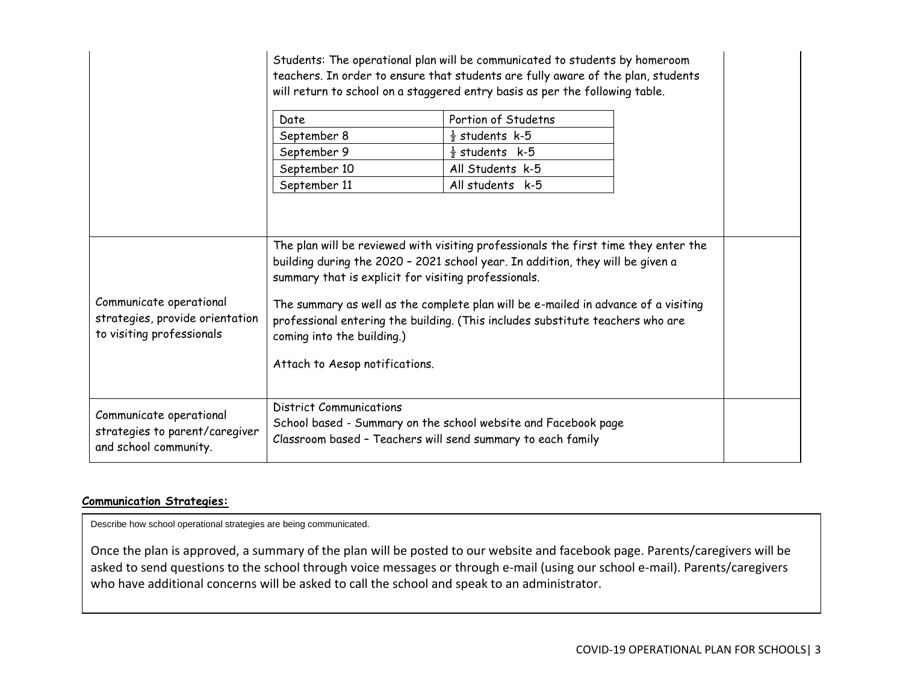| | | |
|---|---|---|
| | Students: The operational plan will be communicated to students by homeroom teachers. In order to ensure that students are fully aware of the plan, students will return to school on a staggered entry basis as per the following table.<br><br>Date / Portion of Studetns<br>September 8 / ½ students k-5<br>September 9 / ½ students k-5<br>September 10 / All Students k-5<br>September 11 / All students k-5 | |
| Communicate operational strategies, provide orientation to visiting professionals | The plan will be reviewed with visiting professionals the first time they enter the building during the 2020 – 2021 school year. In addition, they will be given a summary that is explicit for visiting professionals.<br><br>The summary as well as the complete plan will be e-mailed in advance of a visiting professional entering the building. (This includes substitute teachers who are coming into the building.)<br><br>Attach to Aesop notifications. | |
| Communicate operational strategies to parent/caregiver and school community. | District Communications<br>School based - Summary on the school website and Facebook page<br>Classroom based – Teachers will send summary to each family | |

| Date | Portion of Studetns |
|---|---|
| September 8 | ½ students k-5 |
| September 9 | ½ students k-5 |
| September 10 | All Students k-5 |
| September 11 | All students k-5 |

**Communication Strategies:**

| |
|---|
| Describe how school operational strategies are being communicated.<br><br>Once the plan is approved, a summary of the plan will be posted to our website and facebook page. Parents/caregivers will be asked to send questions to the school through voice messages or through e-mail (using our school e-mail). Parents/caregivers who have additional concerns will be asked to call the school and speak to an administrator. |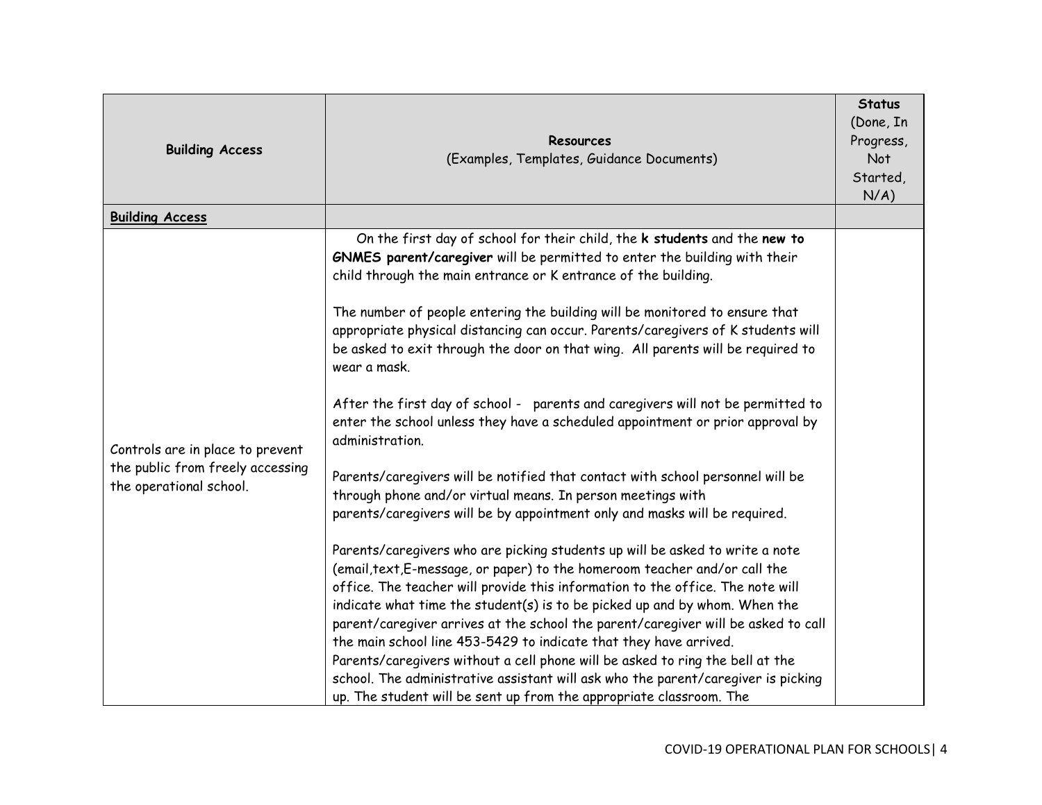| Building Access | Resources<br>(Examples, Templates, Guidance Documents) | Status<br>(Done, In Progress, Not Started, N/A) |
|---|---|---|
| **Building Access** | | |
| Controls are in place to prevent the public from freely accessing the operational school. | On the first day of school for their child, the **k students** and the **new to GNMES parent/caregiver** will be permitted to enter the building with their child through the main entrance or K entrance of the building.<br><br>The number of people entering the building will be monitored to ensure that appropriate physical distancing can occur. Parents/caregivers of K students will be asked to exit through the door on that wing. All parents will be required to wear a mask.<br><br>After the first day of school - parents and caregivers will not be permitted to enter the school unless they have a scheduled appointment or prior approval by administration.<br><br>Parents/caregivers will be notified that contact with school personnel will be through phone and/or virtual means. In person meetings with parents/caregivers will be by appointment only and masks will be required.<br><br>Parents/caregivers who are picking students up will be asked to write a note (email,text,E-message, or paper) to the homeroom teacher and/or call the office. The teacher will provide this information to the office. The note will indicate what time the student(s) is to be picked up and by whom. When the parent/caregiver arrives at the school the parent/caregiver will be asked to call the main school line 453-5429 to indicate that they have arrived. Parents/caregivers without a cell phone will be asked to ring the bell at the school. The administrative assistant will ask who the parent/caregiver is picking up. The student will be sent up from the appropriate classroom. The | |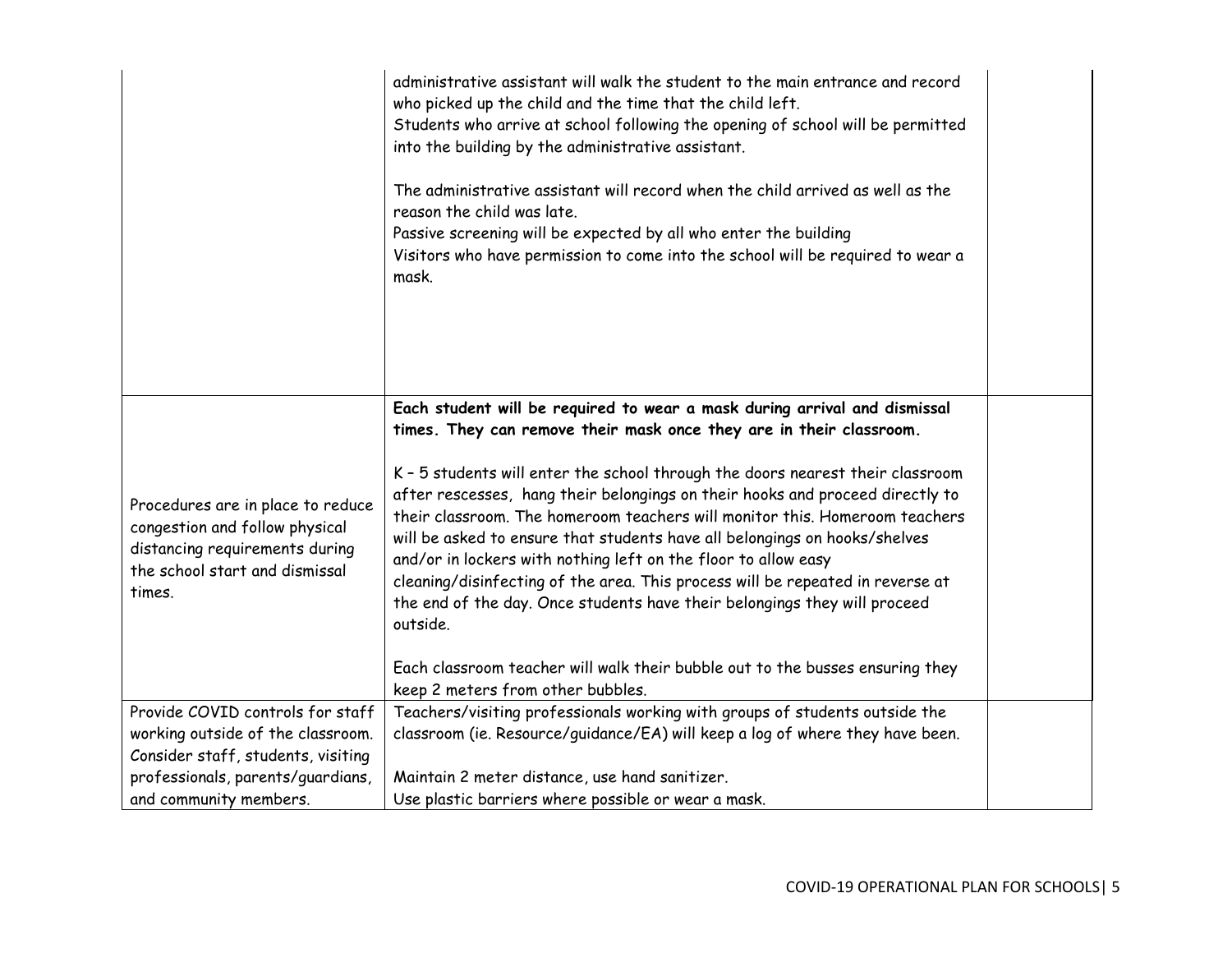| | | |
|---|---|---|
| | administrative assistant will walk the student to the main entrance and record who picked up the child and the time that the child left.<br>Students who arrive at school following the opening of school will be permitted into the building by the administrative assistant.<br><br>The administrative assistant will record when the child arrived as well as the reason the child was late.<br>Passive screening will be expected by all who enter the building<br>Visitors who have permission to come into the school will be required to wear a mask. | |
| Procedures are in place to reduce congestion and follow physical distancing requirements during the school start and dismissal times. | **Each student will be required to wear a mask during arrival and dismissal times. They can remove their mask once they are in their classroom.**<br><br>K – 5 students will enter the school through the doors nearest their classroom after rescesses, hang their belongings on their hooks and proceed directly to their classroom. The homeroom teachers will monitor this. Homeroom teachers will be asked to ensure that students have all belongings on hooks/shelves and/or in lockers with nothing left on the floor to allow easy cleaning/disinfecting of the area. This process will be repeated in reverse at the end of the day. Once students have their belongings they will proceed outside.<br><br>Each classroom teacher will walk their bubble out to the busses ensuring they keep 2 meters from other bubbles. | |
| Provide COVID controls for staff working outside of the classroom. Consider staff, students, visiting professionals, parents/guardians, and community members. | Teachers/visiting professionals working with groups of students outside the classroom (ie. Resource/guidance/EA) will keep a log of where they have been.<br><br>Maintain 2 meter distance, use hand sanitizer.<br>Use plastic barriers where possible or wear a mask. | |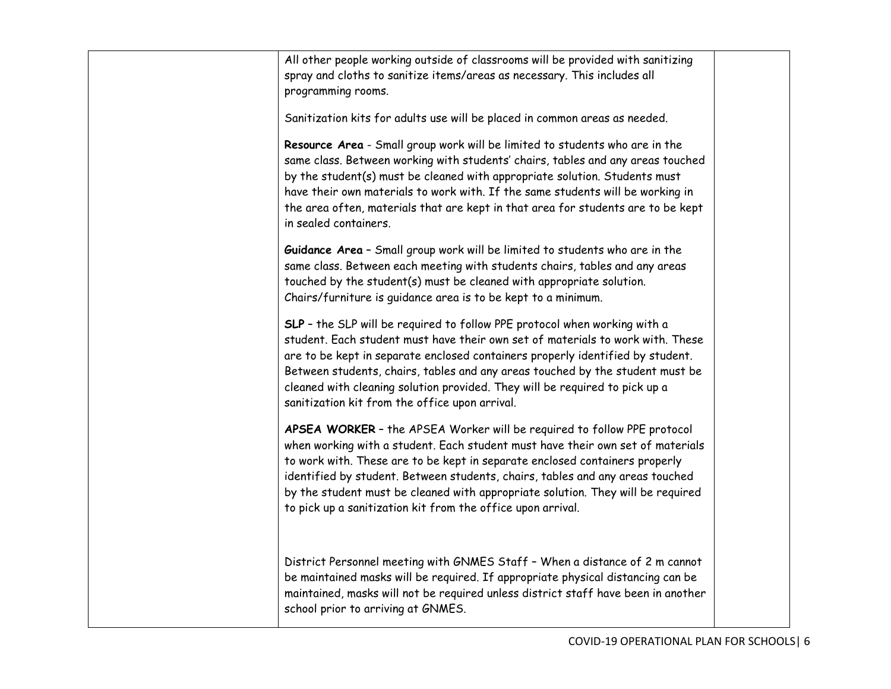| | | |
|---|---|---|
| | All other people working outside of classrooms will be provided with sanitizing spray and cloths to sanitize items/areas as necessary. This includes all programming rooms.<br><br>Sanitization kits for adults use will be placed in common areas as needed.<br><br>**Resource Area** - Small group work will be limited to students who are in the same class. Between working with students' chairs, tables and any areas touched by the student(s) must be cleaned with appropriate solution. Students must have their own materials to work with. If the same students will be working in the area often, materials that are kept in that area for students are to be kept in sealed containers.<br><br>**Guidance Area** – Small group work will be limited to students who are in the same class. Between each meeting with students chairs, tables and any areas touched by the student(s) must be cleaned with appropriate solution. Chairs/furniture is guidance area is to be kept to a minimum.<br><br>**SLP** – the SLP will be required to follow PPE protocol when working with a student. Each student must have their own set of materials to work with. These are to be kept in separate enclosed containers properly identified by student. Between students, chairs, tables and any areas touched by the student must be cleaned with cleaning solution provided. They will be required to pick up a sanitization kit from the office upon arrival.<br><br>**APSEA WORKER** – the APSEA Worker will be required to follow PPE protocol when working with a student. Each student must have their own set of materials to work with. These are to be kept in separate enclosed containers properly identified by student. Between students, chairs, tables and any areas touched by the student must be cleaned with appropriate solution. They will be required to pick up a sanitization kit from the office upon arrival.<br><br>District Personnel meeting with GNMES Staff – When a distance of 2 m cannot be maintained masks will be required. If appropriate physical distancing can be maintained, masks will not be required unless district staff have been in another school prior to arriving at GNMES. | |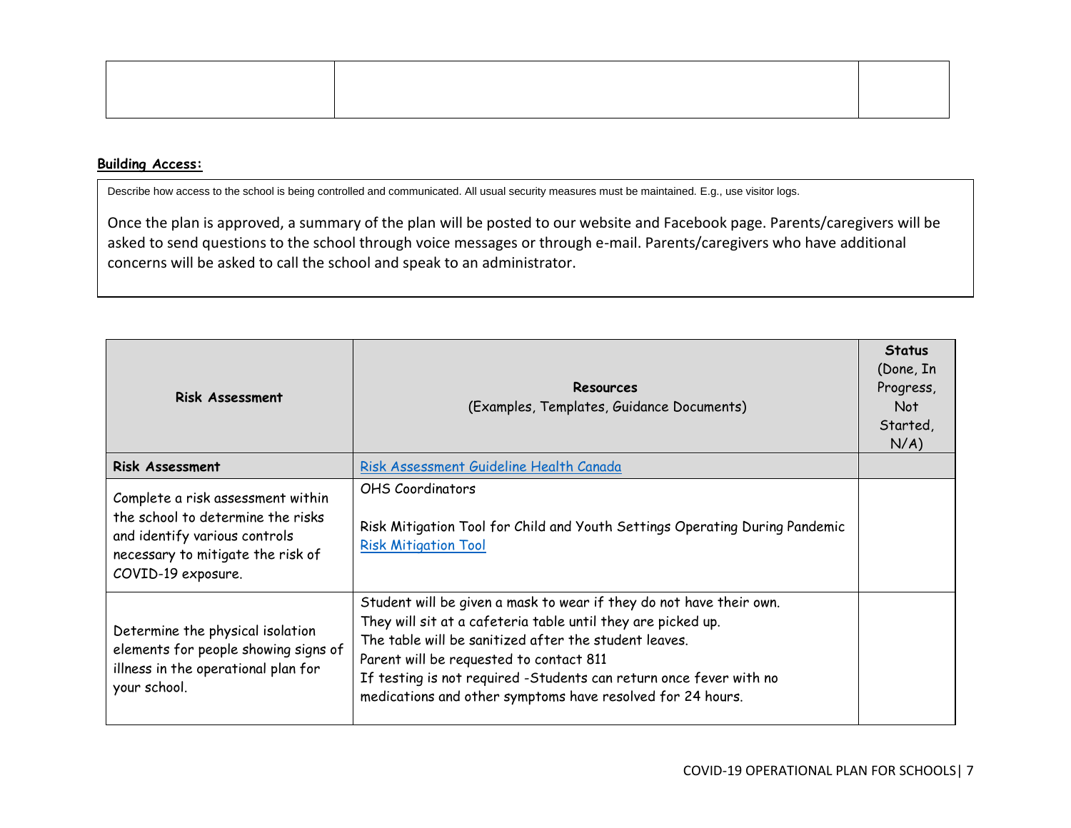| | | |
|---|---|---|
| | | |

**Building Access:**

Describe how access to the school is being controlled and communicated. All usual security measures must be maintained. E.g., use visitor logs.

Once the plan is approved, a summary of the plan will be posted to our website and Facebook page. Parents/caregivers will be asked to send questions to the school through voice messages or through e-mail. Parents/caregivers who have additional concerns will be asked to call the school and speak to an administrator.

| **Risk Assessment** | **Resources**<br>(Examples, Templates, Guidance Documents) | **Status**<br>(Done, In Progress, Not Started, N/A) |
|---|---|---|
| **Risk Assessment** | [Risk Assessment Guideline Health Canada]() | |
| Complete a risk assessment within the school to determine the risks and identify various controls necessary to mitigate the risk of COVID-19 exposure. | OHS Coordinators<br><br>Risk Mitigation Tool for Child and Youth Settings Operating During Pandemic<br>[Risk Mitigation Tool]() | |
| Determine the physical isolation elements for people showing signs of illness in the operational plan for your school. | Student will be given a mask to wear if they do not have their own.<br>They will sit at a cafeteria table until they are picked up.<br>The table will be sanitized after the student leaves.<br>Parent will be requested to contact 811<br>If testing is not required -Students can return once fever with no medications and other symptoms have resolved for 24 hours. | |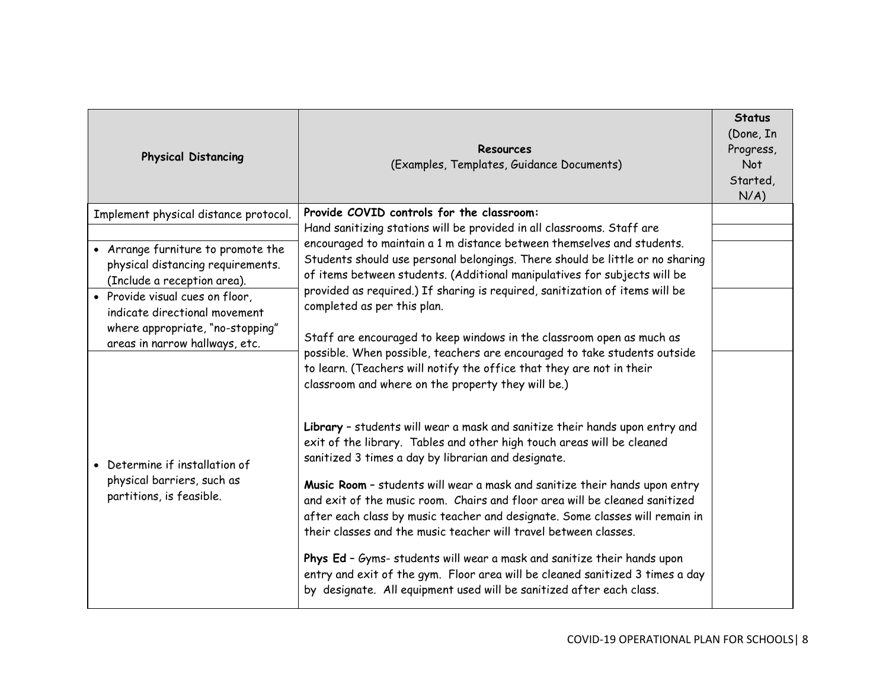| Physical Distancing | Resources (Examples, Templates, Guidance Documents) | Status (Done, In Progress, Not Started, N/A) |
|---|---|---|
| Implement physical distance protocol. | **Provide COVID controls for the classroom:**<br>Hand sanitizing stations will be provided in all classrooms. Staff are encouraged to maintain a 1 m distance between themselves and students. Students should use personal belongings. There should be little or no sharing of items between students. (Additional manipulatives for subjects will be provided as required.) If sharing is required, sanitization of items will be completed as per this plan.<br><br>Staff are encouraged to keep windows in the classroom open as much as possible. When possible, teachers are encouraged to take students outside to learn. (Teachers will notify the office that they are not in their classroom and where on the property they will be.)<br><br>**Library** – students will wear a mask and sanitize their hands upon entry and exit of the library. Tables and other high touch areas will be cleaned sanitized 3 times a day by librarian and designate.<br><br>**Music Room** – students will wear a mask and sanitize their hands upon entry and exit of the music room. Chairs and floor area will be cleaned sanitized after each class by music teacher and designate. Some classes will remain in their classes and the music teacher will travel between classes.<br><br>**Phys Ed** – Gyms- students will wear a mask and sanitize their hands upon entry and exit of the gym. Floor area will be cleaned sanitized 3 times a day by designate. All equipment used will be sanitized after each class. | |
| | | |
| • Arrange furniture to promote the physical distancing requirements. (Include a reception area). | | |
| • Provide visual cues on floor, indicate directional movement where appropriate, "no-stopping" areas in narrow hallways, etc. | | |
| • Determine if installation of physical barriers, such as partitions, is feasible. | | |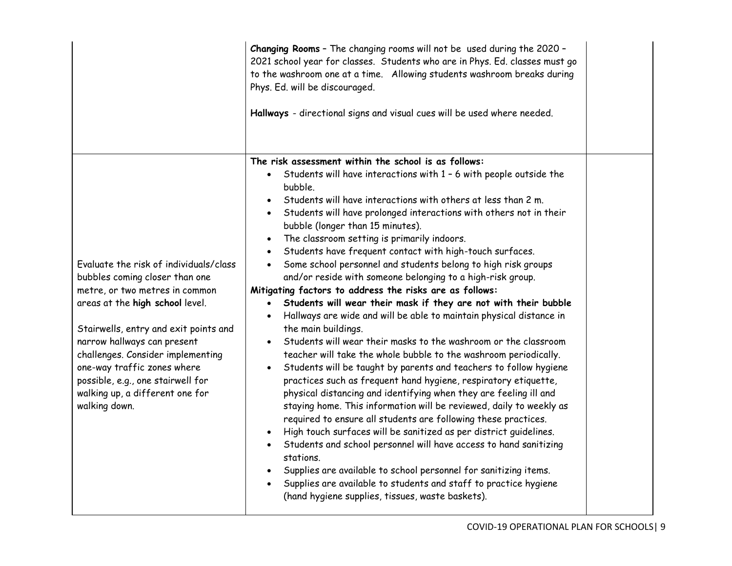| | | |
|---|---|---|
| | **Changing Rooms** – The changing rooms will not be used during the 2020 – 2021 school year for classes. Students who are in Phys. Ed. classes must go to the washroom one at a time. Allowing students washroom breaks during Phys. Ed. will be discouraged.<br><br>**Hallways** - directional signs and visual cues will be used where needed. | |
| Evaluate the risk of individuals/class bubbles coming closer than one metre, or two metres in common areas at the **high school** level.<br><br>Stairwells, entry and exit points and narrow hallways can present challenges. Consider implementing one-way traffic zones where possible, e.g., one stairwell for walking up, a different one for walking down. | **The risk assessment within the school is as follows:**<br>• Students will have interactions with 1 – 6 with people outside the bubble.<br>• Students will have interactions with others at less than 2 m.<br>• Students will have prolonged interactions with others not in their bubble (longer than 15 minutes).<br>• The classroom setting is primarily indoors.<br>• Students have frequent contact with high-touch surfaces.<br>• Some school personnel and students belong to high risk groups and/or reside with someone belonging to a high-risk group.<br>**Mitigating factors to address the risks are as follows:**<br>• **Students will wear their mask if they are not with their bubble**<br>• Hallways are wide and will be able to maintain physical distance in the main buildings.<br>• Students will wear their masks to the washroom or the classroom teacher will take the whole bubble to the washroom periodically.<br>• Students will be taught by parents and teachers to follow hygiene practices such as frequent hand hygiene, respiratory etiquette, physical distancing and identifying when they are feeling ill and staying home. This information will be reviewed, daily to weekly as required to ensure all students are following these practices.<br>• High touch surfaces will be sanitized as per district guidelines.<br>• Students and school personnel will have access to hand sanitizing stations.<br>• Supplies are available to school personnel for sanitizing items.<br>• Supplies are available to students and staff to practice hygiene (hand hygiene supplies, tissues, waste baskets). | |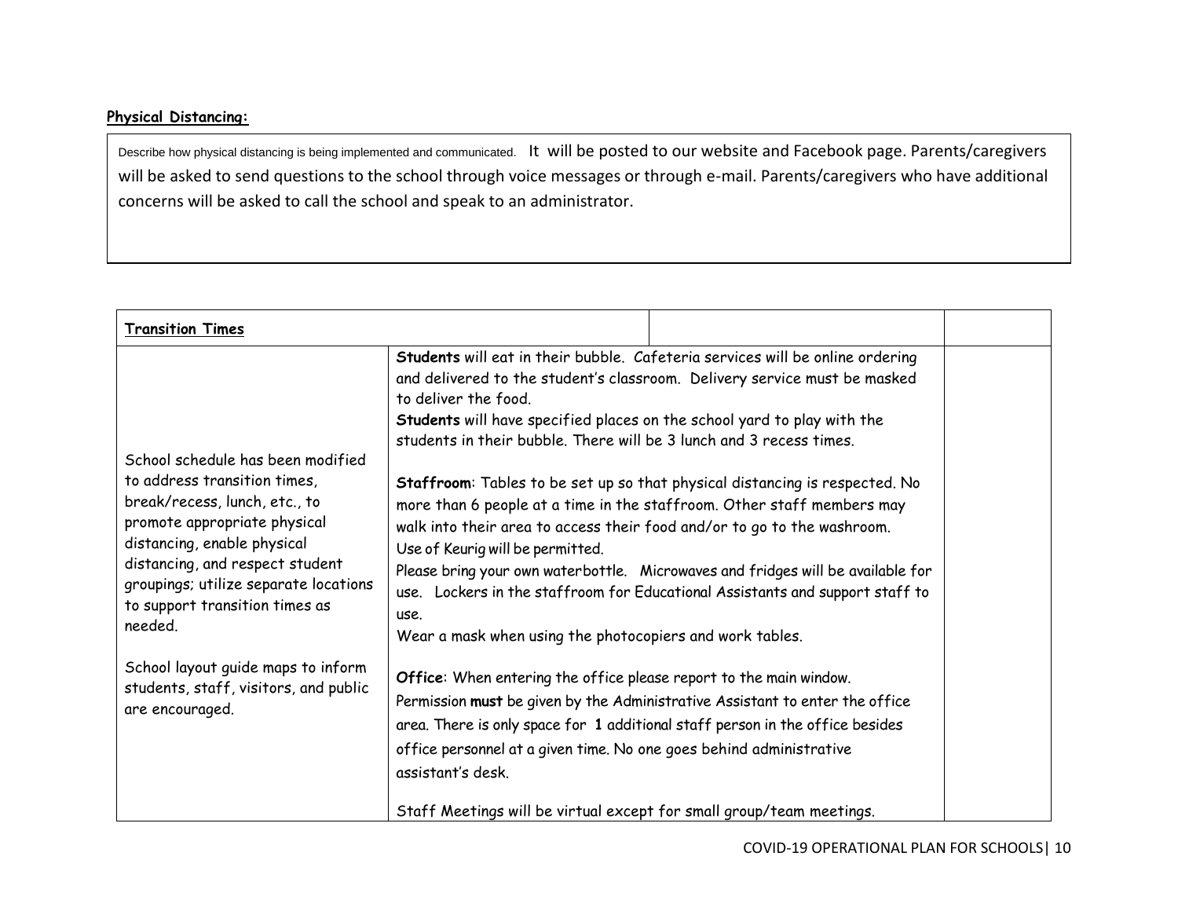**Physical Distancing:**

Describe how physical distancing is being implemented and communicated. It will be posted to our website and Facebook page. Parents/caregivers will be asked to send questions to the school through voice messages or through e-mail. Parents/caregivers who have additional concerns will be asked to call the school and speak to an administrator.

| **Transition Times** | | | |
|---|---|---|---|
| School schedule has been modified to address transition times, break/recess, lunch, etc., to promote appropriate physical distancing, enable physical distancing, and respect student groupings; utilize separate locations to support transition times as needed.<br><br>School layout guide maps to inform students, staff, visitors, and public are encouraged. | **Students** will eat in their bubble. Cafeteria services will be online ordering and delivered to the student's classroom. Delivery service must be masked to deliver the food.<br>**Students** will have specified places on the school yard to play with the students in their bubble. There will be 3 lunch and 3 recess times.<br><br>**Staffroom**: Tables to be set up so that physical distancing is respected. No more than 6 people at a time in the staffroom. Other staff members may walk into their area to access their food and/or to go to the washroom.<br>Use of Keurig will be permitted.<br>Please bring your own waterbottle. Microwaves and fridges will be available for use. Lockers in the staffroom for Educational Assistants and support staff to use.<br>Wear a mask when using the photocopiers and work tables.<br><br>**Office**: When entering the office please report to the main window. Permission **must** be given by the Administrative Assistant to enter the office area. There is only space for **1** additional staff person in the office besides office personnel at a given time. No one goes behind administrative assistant's desk.<br><br>Staff Meetings will be virtual except for small group/team meetings. | | |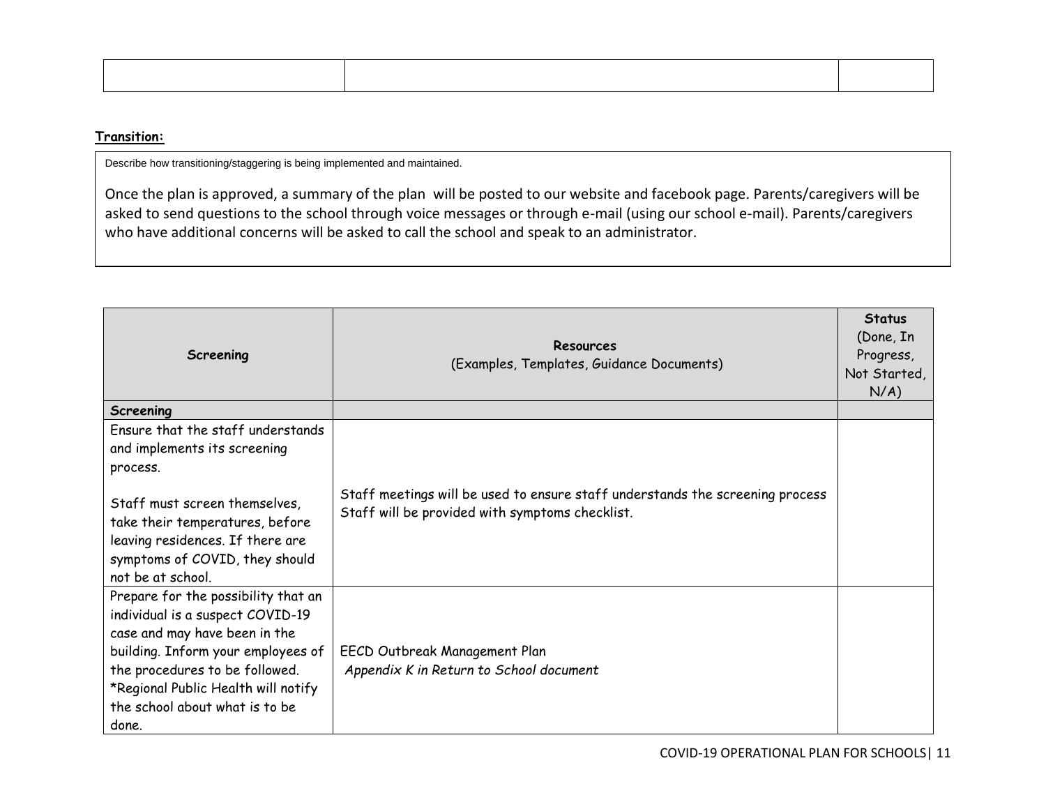| | | |
|---|---|---|
| | | |

**Transition:**

Describe how transitioning/staggering is being implemented and maintained.

Once the plan is approved, a summary of the plan will be posted to our website and facebook page. Parents/caregivers will be asked to send questions to the school through voice messages or through e-mail (using our school e-mail). Parents/caregivers who have additional concerns will be asked to call the school and speak to an administrator.

| **Screening** | **Resources** (Examples, Templates, Guidance Documents) | **Status** (Done, In Progress, Not Started, N/A) |
|---|---|---|
| ***Screening*** | | |
| Ensure that the staff understands and implements its screening process.<br><br>Staff must screen themselves, take their temperatures, before leaving residences. If there are symptoms of COVID, they should not be at school. | Staff meetings will be used to ensure staff understands the screening process<br>Staff will be provided with symptoms checklist. | |
| Prepare for the possibility that an individual is a suspect COVID-19 case and may have been in the building. Inform your employees of the procedures to be followed.<br>*Regional Public Health will notify the school about what is to be done. | EECD Outbreak Management Plan<br>*Appendix K in Return to School document* | |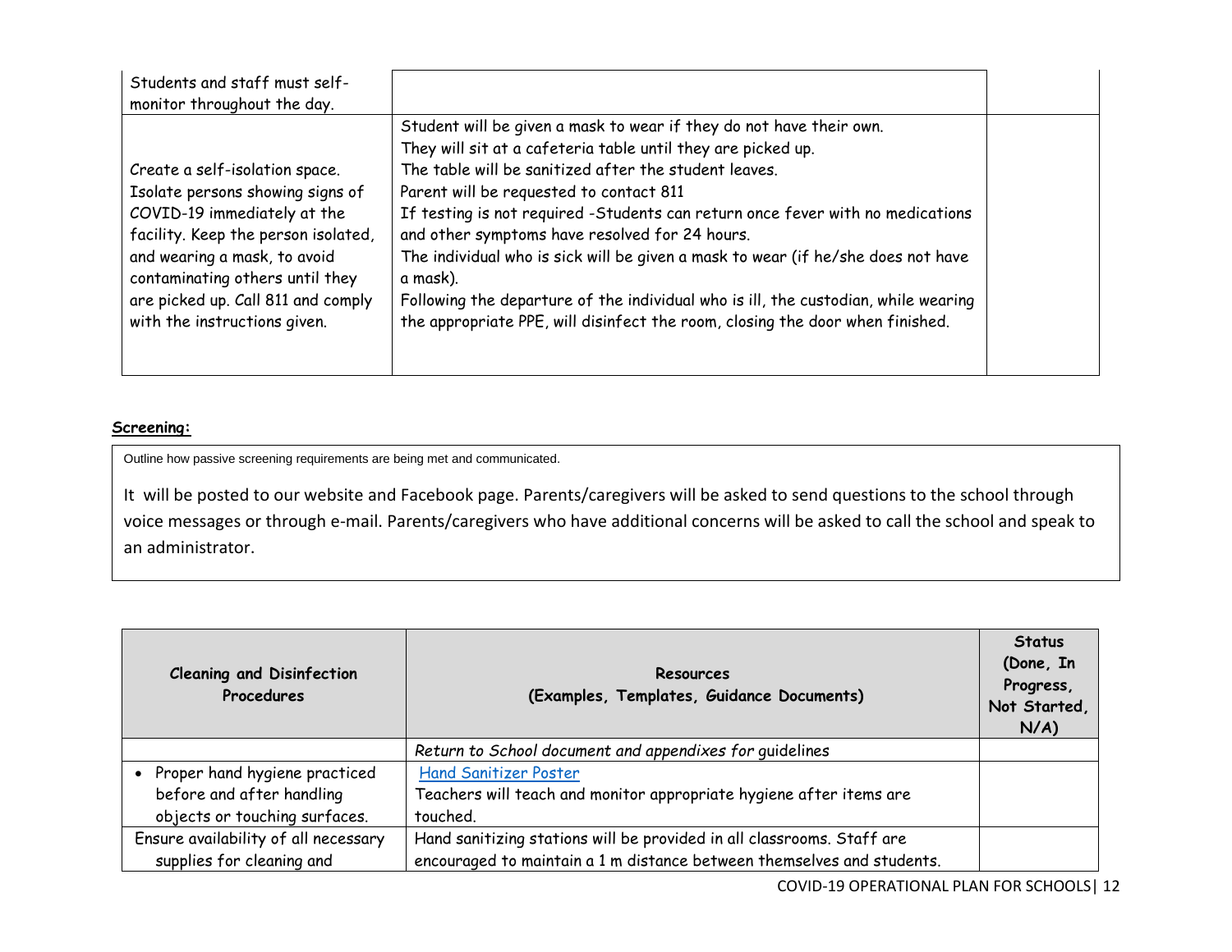| | | |
|---|---|---|
| Students and staff must self-monitor throughout the day. | | |
| Create a self-isolation space. Isolate persons showing signs of COVID-19 immediately at the facility. Keep the person isolated, and wearing a mask, to avoid contaminating others until they are picked up. Call 811 and comply with the instructions given. | Student will be given a mask to wear if they do not have their own.<br>They will sit at a cafeteria table until they are picked up.<br>The table will be sanitized after the student leaves.<br>Parent will be requested to contact 811<br>If testing is not required -Students can return once fever with no medications and other symptoms have resolved for 24 hours.<br>The individual who is sick will be given a mask to wear (if he/she does not have a mask).<br>Following the departure of the individual who is ill, the custodian, while wearing the appropriate PPE, will disinfect the room, closing the door when finished. | |

**Screening:**

| |
|---|
| Outline how passive screening requirements are being met and communicated.<br><br>It will be posted to our website and Facebook page. Parents/caregivers will be asked to send questions to the school through voice messages or through e-mail. Parents/caregivers who have additional concerns will be asked to call the school and speak to an administrator. |

| Cleaning and Disinfection Procedures | Resources (Examples, Templates, Guidance Documents) | Status (Done, In Progress, Not Started, N/A) |
|---|---|---|
| | *Return to School document and appendixes for* guidelines | |
| • Proper hand hygiene practiced before and after handling objects or touching surfaces. | Hand Sanitizer Poster<br>Teachers will teach and monitor appropriate hygiene after items are touched. | |
| Ensure availability of all necessary supplies for cleaning and | Hand sanitizing stations will be provided in all classrooms. Staff are encouraged to maintain a 1 m distance between themselves and students. | |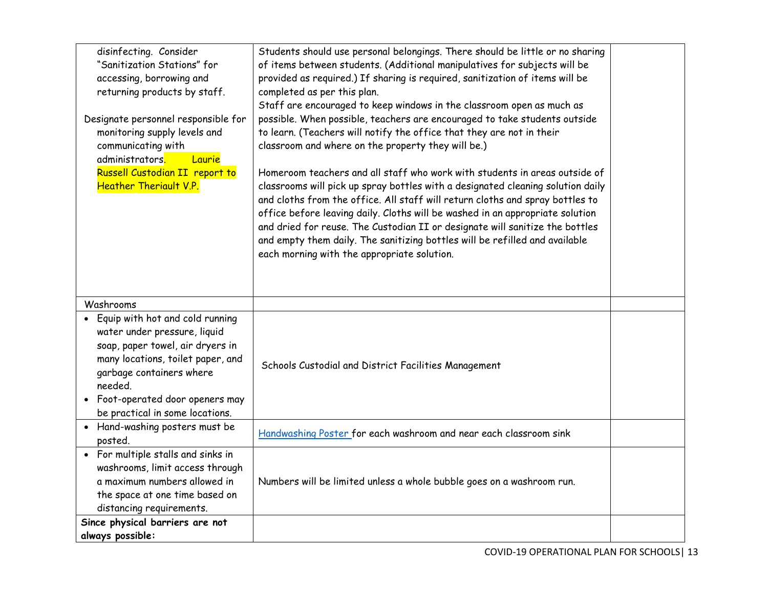| | | |
|---|---|---|
| disinfecting. Consider "Sanitization Stations" for accessing, borrowing and returning products by staff.<br><br>Designate personnel responsible for monitoring supply levels and communicating with administrators. Laurie Russell Custodian II report to Heather Theriault V.P. | Students should use personal belongings. There should be little or no sharing of items between students. (Additional manipulatives for subjects will be provided as required.) If sharing is required, sanitization of items will be completed as per this plan.<br>Staff are encouraged to keep windows in the classroom open as much as possible. When possible, teachers are encouraged to take students outside to learn. (Teachers will notify the office that they are not in their classroom and where on the property they will be.)<br><br>Homeroom teachers and all staff who work with students in areas outside of classrooms will pick up spray bottles with a designated cleaning solution daily and cloths from the office. All staff will return cloths and spray bottles to office before leaving daily. Cloths will be washed in an appropriate solution and dried for reuse. The Custodian II or designate will sanitize the bottles and empty them daily. The sanitizing bottles will be refilled and available each morning with the appropriate solution. | |
| Washrooms | | |
| • Equip with hot and cold running water under pressure, liquid soap, paper towel, air dryers in many locations, toilet paper, and garbage containers where needed.<br>• Foot-operated door openers may be practical in some locations. | Schools Custodial and District Facilities Management | |
| • Hand-washing posters must be posted. | Handwashing Poster for each washroom and near each classroom sink | |
| • For multiple stalls and sinks in washrooms, limit access through a maximum numbers allowed in the space at one time based on distancing requirements. | Numbers will be limited unless a whole bubble goes on a washroom run. | |
| **Since physical barriers are not always possible:** | | |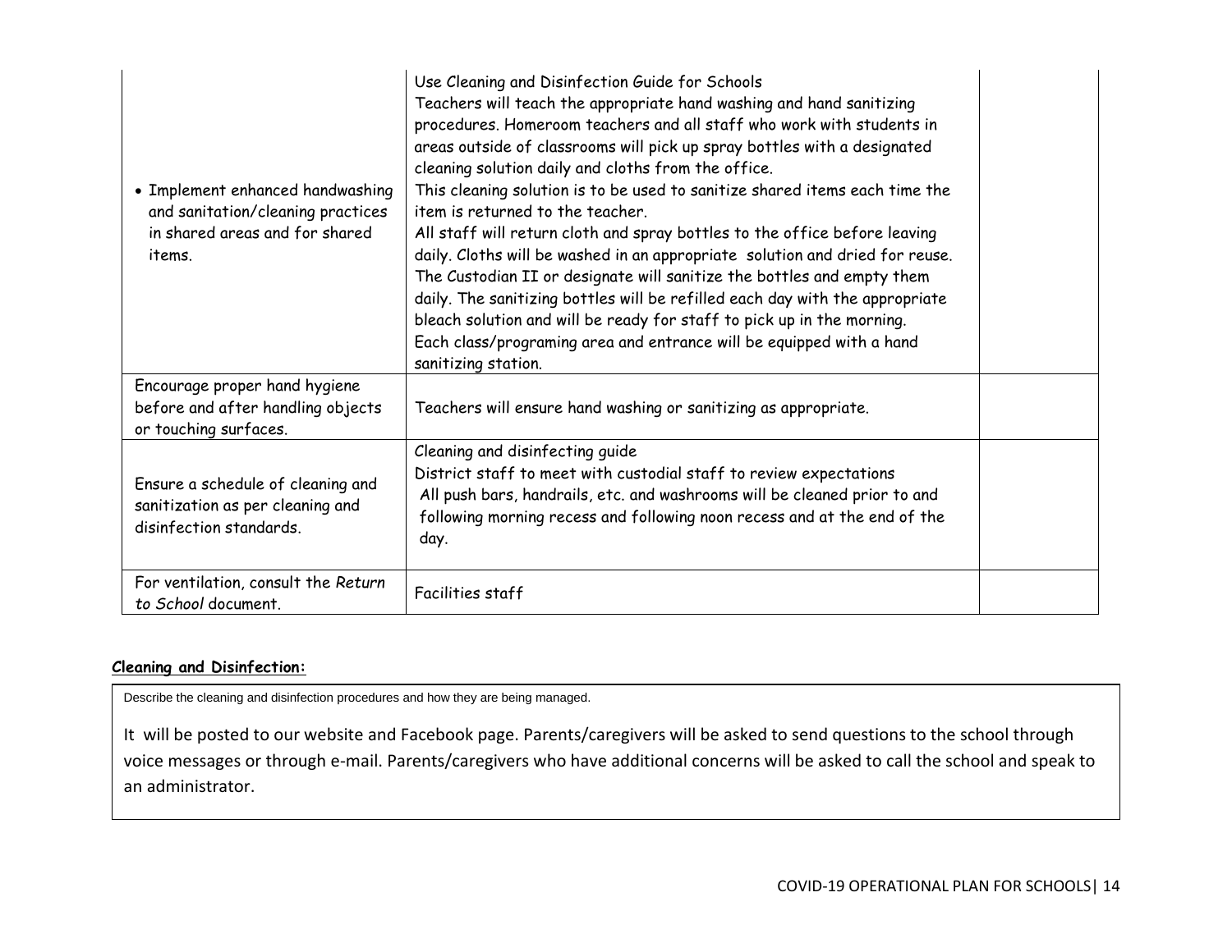| | | |
|---|---|---|
| • Implement enhanced handwashing and sanitation/cleaning practices in shared areas and for shared items. | Use Cleaning and Disinfection Guide for Schools<br>Teachers will teach the appropriate hand washing and hand sanitizing procedures. Homeroom teachers and all staff who work with students in areas outside of classrooms will pick up spray bottles with a designated cleaning solution daily and cloths from the office.<br>This cleaning solution is to be used to sanitize shared items each time the item is returned to the teacher.<br>All staff will return cloth and spray bottles to the office before leaving daily. Cloths will be washed in an appropriate solution and dried for reuse.<br>The Custodian II or designate will sanitize the bottles and empty them daily. The sanitizing bottles will be refilled each day with the appropriate bleach solution and will be ready for staff to pick up in the morning.<br>Each class/programing area and entrance will be equipped with a hand sanitizing station. | |
| Encourage proper hand hygiene before and after handling objects or touching surfaces. | Teachers will ensure hand washing or sanitizing as appropriate. | |
| Ensure a schedule of cleaning and sanitization as per cleaning and disinfection standards. | Cleaning and disinfecting guide<br>District staff to meet with custodial staff to review expectations<br>All push bars, handrails, etc. and washrooms will be cleaned prior to and following morning recess and following noon recess and at the end of the day. | |
| For ventilation, consult the *Return to School* document. | Facilities staff | |

**Cleaning and Disinfection:**

Describe the cleaning and disinfection procedures and how they are being managed.

It will be posted to our website and Facebook page. Parents/caregivers will be asked to send questions to the school through voice messages or through e-mail. Parents/caregivers who have additional concerns will be asked to call the school and speak to an administrator.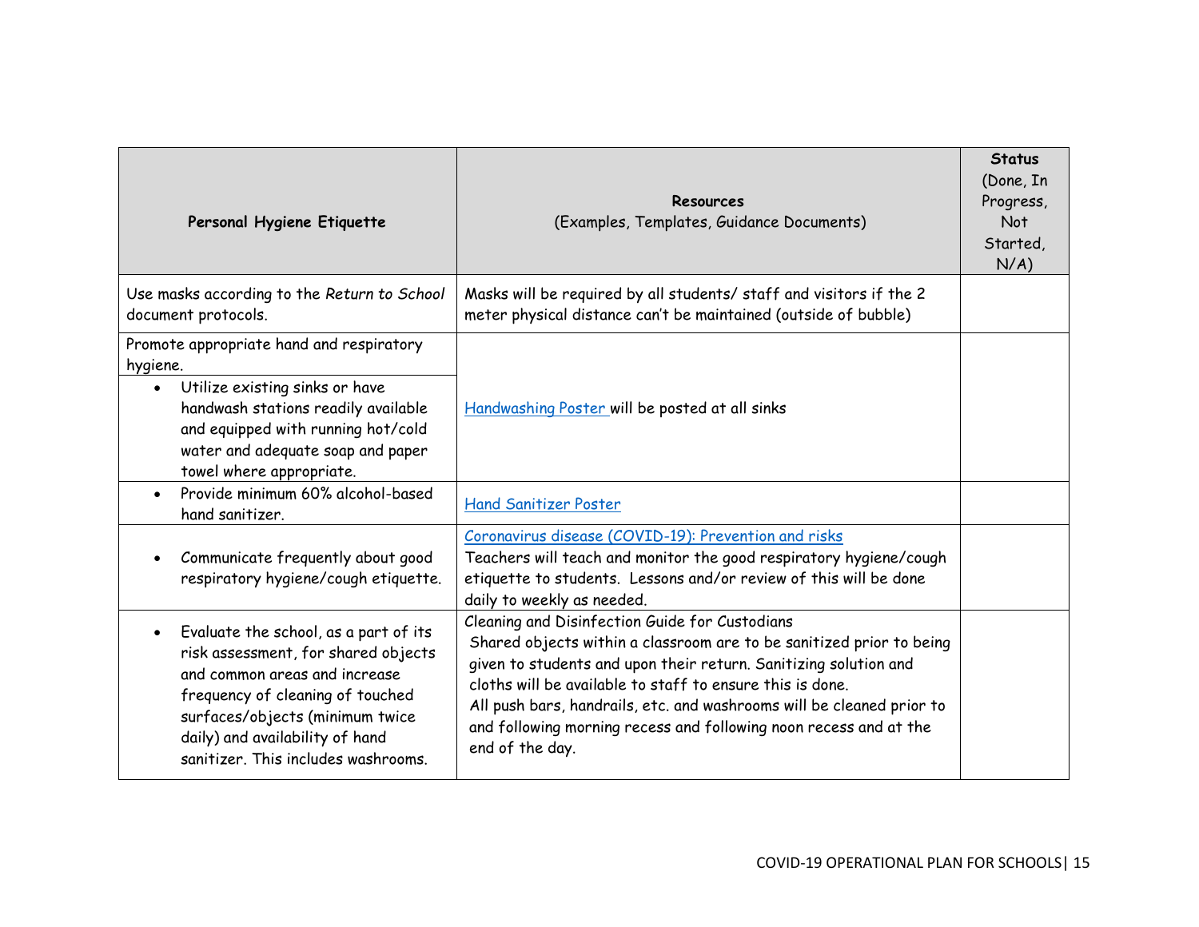| **Personal Hygiene Etiquette** | **Resources** (Examples, Templates, Guidance Documents) | **Status** (Done, In Progress, Not Started, N/A) |
|---|---|---|
| Use masks according to the *Return to School* document protocols. | Masks will be required by all students/ staff and visitors if the 2 meter physical distance can't be maintained (outside of bubble) | |
| Promote appropriate hand and respiratory hygiene.<br>• Utilize existing sinks or have handwash stations readily available and equipped with running hot/cold water and adequate soap and paper towel where appropriate. | [Handwashing Poster](#) will be posted at all sinks | |
| • Provide minimum 60% alcohol-based hand sanitizer. | [Hand Sanitizer Poster](#) | |
| • Communicate frequently about good respiratory hygiene/cough etiquette. | [Coronavirus disease (COVID-19): Prevention and risks](#)<br>Teachers will teach and monitor the good respiratory hygiene/cough etiquette to students. Lessons and/or review of this will be done daily to weekly as needed. | |
| • Evaluate the school, as a part of its risk assessment, for shared objects and common areas and increase frequency of cleaning of touched surfaces/objects (minimum twice daily) and availability of hand sanitizer. This includes washrooms. | Cleaning and Disinfection Guide for Custodians<br>Shared objects within a classroom are to be sanitized prior to being given to students and upon their return. Sanitizing solution and cloths will be available to staff to ensure this is done.<br>All push bars, handrails, etc. and washrooms will be cleaned prior to and following morning recess and following noon recess and at the end of the day. | |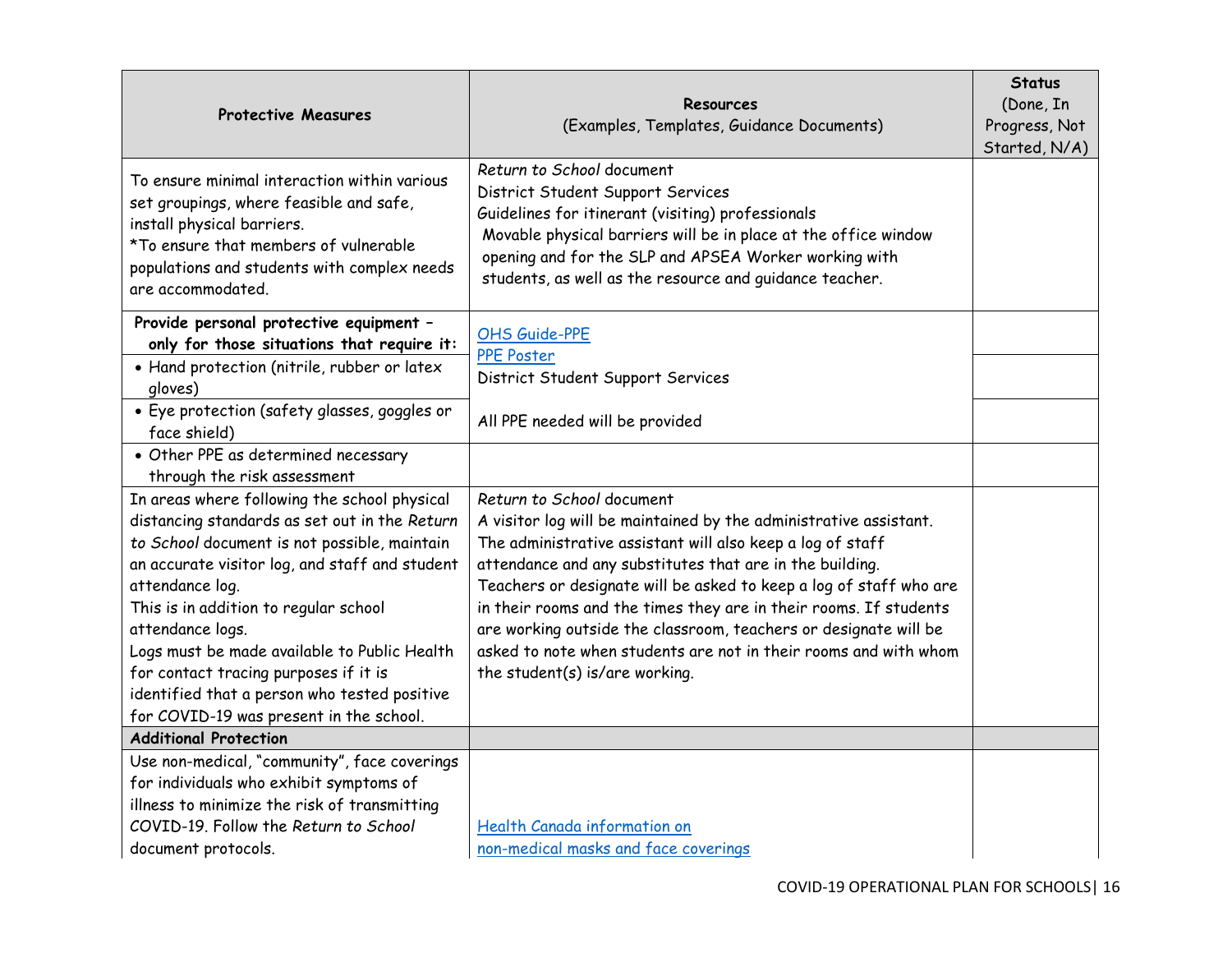| Protective Measures | Resources (Examples, Templates, Guidance Documents) | Status (Done, In Progress, Not Started, N/A) |
|---|---|---|
| To ensure minimal interaction within various set groupings, where feasible and safe, install physical barriers.<br>*To ensure that members of vulnerable populations and students with complex needs are accommodated. | *Return to School* document<br>District Student Support Services<br>Guidelines for itinerant (visiting) professionals<br>Movable physical barriers will be in place at the office window opening and for the SLP and APSEA Worker working with students, as well as the resource and guidance teacher. | |
| **Provide personal protective equipment – only for those situations that require it:** | OHS Guide-PPE<br>PPE Poster<br>District Student Support Services<br><br>All PPE needed will be provided | |
| • Hand protection (nitrile, rubber or latex gloves) | | |
| • Eye protection (safety glasses, goggles or face shield) | | |
| • Other PPE as determined necessary through the risk assessment | | |
| In areas where following the school physical distancing standards as set out in the *Return to School* document is not possible, maintain an accurate visitor log, and staff and student attendance log.<br>This is in addition to regular school attendance logs.<br>Logs must be made available to Public Health for contact tracing purposes if it is identified that a person who tested positive for COVID-19 was present in the school. | *Return to School* document<br>A visitor log will be maintained by the administrative assistant. The administrative assistant will also keep a log of staff attendance and any substitutes that are in the building. Teachers or designate will be asked to keep a log of staff who are in their rooms and the times they are in their rooms. If students are working outside the classroom, teachers or designate will be asked to note when students are not in their rooms and with whom the student(s) is/are working. | |
| **Additional Protection** | | |
| Use non-medical, "community", face coverings for individuals who exhibit symptoms of illness to minimize the risk of transmitting COVID-19. Follow the *Return to School* document protocols. | Health Canada information on non-medical masks and face coverings | |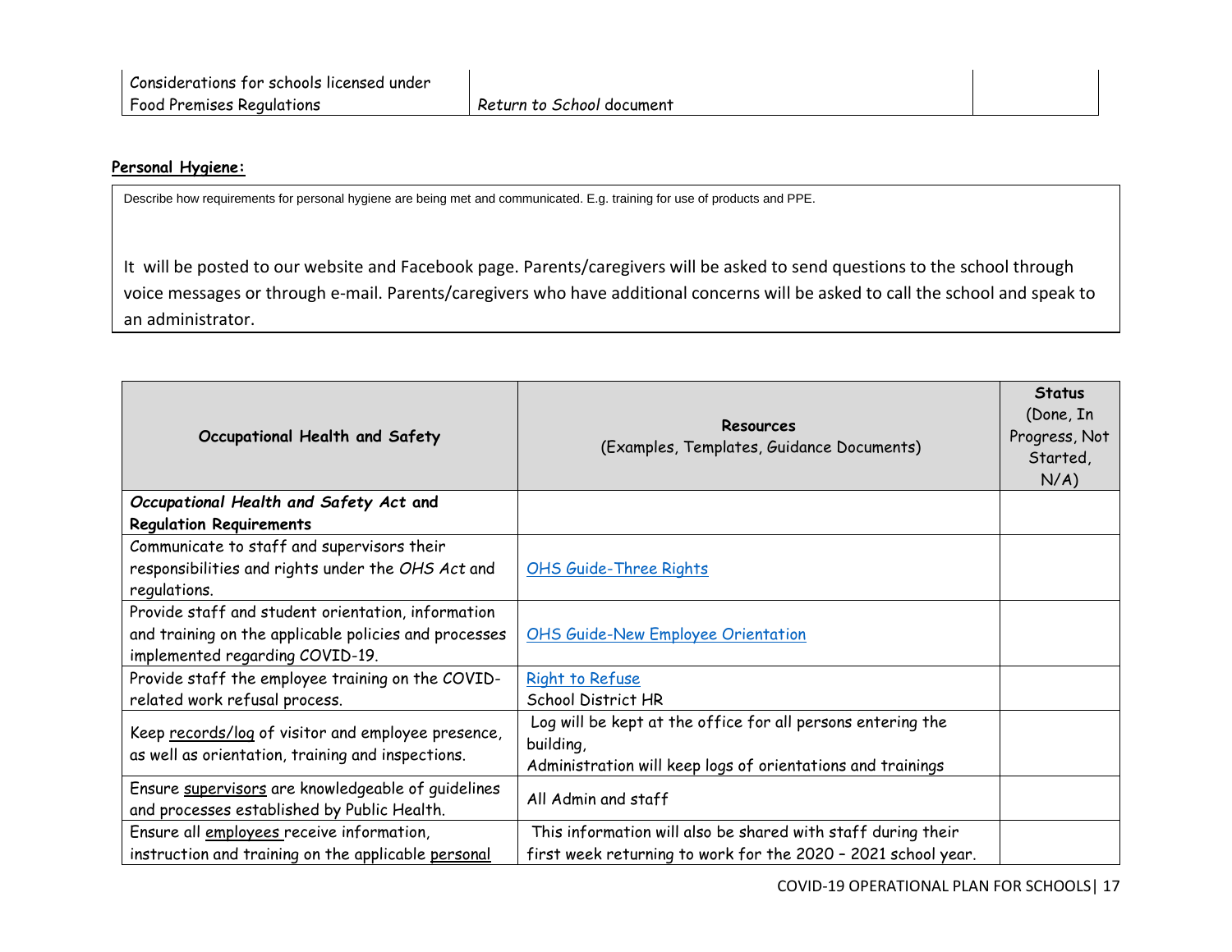| Considerations for schools licensed under Food Premises Regulations | *Return to School* document | |
|---|---|---|

**Personal Hygiene:**

Describe how requirements for personal hygiene are being met and communicated. E.g. training for use of products and PPE.

It will be posted to our website and Facebook page. Parents/caregivers will be asked to send questions to the school through voice messages or through e-mail. Parents/caregivers who have additional concerns will be asked to call the school and speak to an administrator.

| Occupational Health and Safety | Resources (Examples, Templates, Guidance Documents) | Status (Done, In Progress, Not Started, N/A) |
|---|---|---|
| ***Occupational Health and Safety Act* and Regulation Requirements** | | |
| Communicate to staff and supervisors their responsibilities and rights under the *OHS Act* and regulations. | OHS Guide-Three Rights | |
| Provide staff and student orientation, information and training on the applicable policies and processes implemented regarding COVID-19. | OHS Guide-New Employee Orientation | |
| Provide staff the employee training on the COVID-related work refusal process. | Right to Refuse<br>School District HR | |
| Keep records/log of visitor and employee presence, as well as orientation, training and inspections. | Log will be kept at the office for all persons entering the building,<br>Administration will keep logs of orientations and trainings | |
| Ensure supervisors are knowledgeable of guidelines and processes established by Public Health. | All Admin and staff | |
| Ensure all employees receive information, instruction and training on the applicable personal | This information will also be shared with staff during their first week returning to work for the 2020 – 2021 school year. | |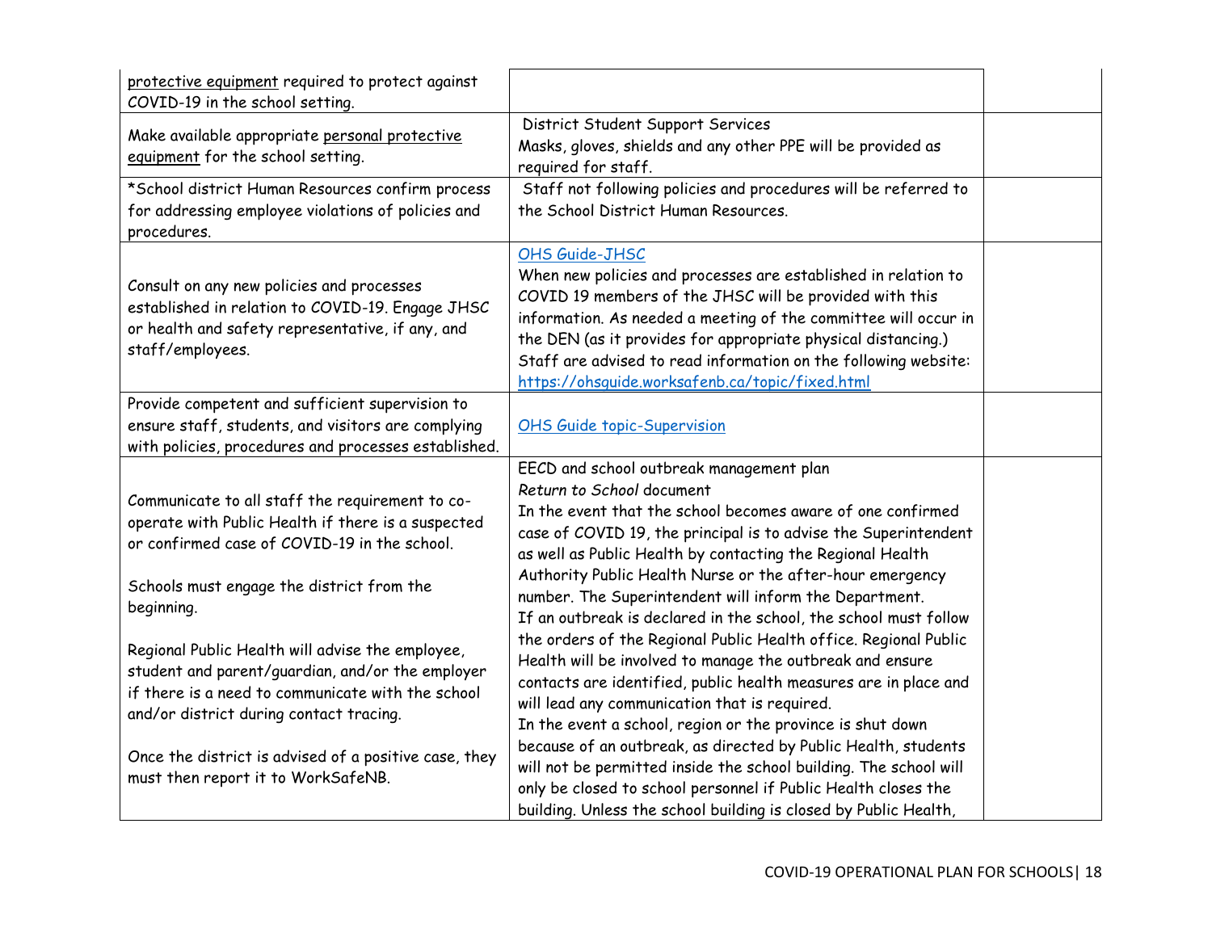| | | |
|---|---|---|
| protective equipment required to protect against COVID-19 in the school setting. | | |
| Make available appropriate personal protective equipment for the school setting. | District Student Support Services<br>Masks, gloves, shields and any other PPE will be provided as required for staff. | |
| *School district Human Resources confirm process for addressing employee violations of policies and procedures. | Staff not following policies and procedures will be referred to the School District Human Resources. | |
| Consult on any new policies and processes established in relation to COVID-19. Engage JHSC or health and safety representative, if any, and staff/employees. | [OHS Guide-JHSC](https://ohsguide.worksafenb.ca/topic/fixed.html)<br>When new policies and processes are established in relation to COVID 19 members of the JHSC will be provided with this information. As needed a meeting of the committee will occur in the DEN (as it provides for appropriate physical distancing.)<br>Staff are advised to read information on the following website: https://ohsguide.worksafenb.ca/topic/fixed.html | |
| Provide competent and sufficient supervision to ensure staff, students, and visitors are complying with policies, procedures and processes established. | OHS Guide topic-Supervision | |
| Communicate to all staff the requirement to co-operate with Public Health if there is a suspected or confirmed case of COVID-19 in the school.<br><br>Schools must engage the district from the beginning.<br><br>Regional Public Health will advise the employee, student and parent/guardian, and/or the employer if there is a need to communicate with the school and/or district during contact tracing.<br><br>Once the district is advised of a positive case, they must then report it to WorkSafeNB. | EECD and school outbreak management plan<br>*Return to School* document<br>In the event that the school becomes aware of one confirmed case of COVID 19, the principal is to advise the Superintendent as well as Public Health by contacting the Regional Health Authority Public Health Nurse or the after-hour emergency number. The Superintendent will inform the Department.<br>If an outbreak is declared in the school, the school must follow the orders of the Regional Public Health office. Regional Public Health will be involved to manage the outbreak and ensure contacts are identified, public health measures are in place and will lead any communication that is required.<br>In the event a school, region or the province is shut down because of an outbreak, as directed by Public Health, students will not be permitted inside the school building. The school will only be closed to school personnel if Public Health closes the building. Unless the school building is closed by Public Health, | |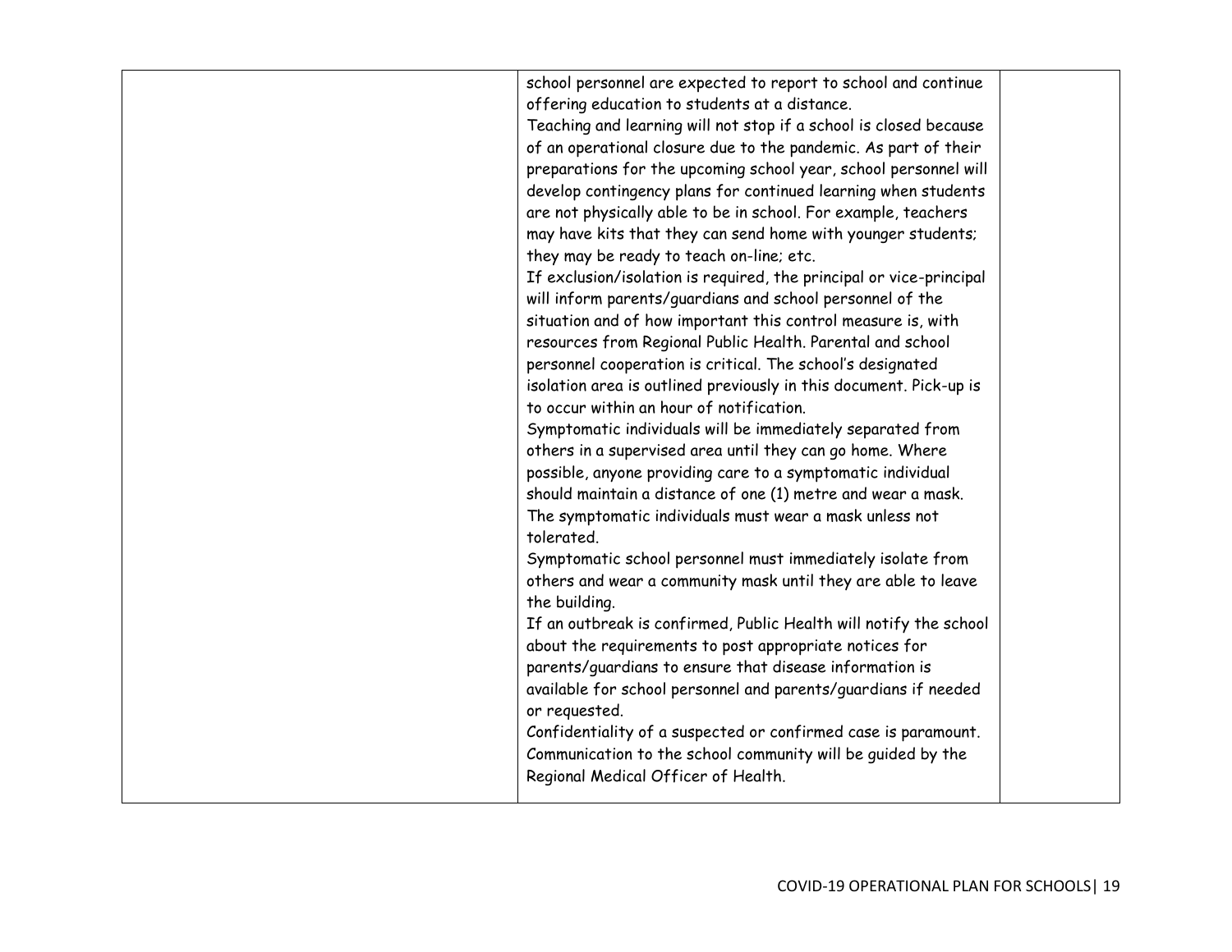|  | school personnel are expected to report to school and continue offering education to students at a distance.<br>Teaching and learning will not stop if a school is closed because of an operational closure due to the pandemic. As part of their preparations for the upcoming school year, school personnel will develop contingency plans for continued learning when students are not physically able to be in school. For example, teachers may have kits that they can send home with younger students; they may be ready to teach on-line; etc.<br>If exclusion/isolation is required, the principal or vice-principal will inform parents/guardians and school personnel of the situation and of how important this control measure is, with resources from Regional Public Health. Parental and school personnel cooperation is critical. The school's designated isolation area is outlined previously in this document. Pick-up is to occur within an hour of notification.<br>Symptomatic individuals will be immediately separated from others in a supervised area until they can go home. Where possible, anyone providing care to a symptomatic individual should maintain a distance of one (1) metre and wear a mask. The symptomatic individuals must wear a mask unless not tolerated.<br>Symptomatic school personnel must immediately isolate from others and wear a community mask until they are able to leave the building.<br>If an outbreak is confirmed, Public Health will notify the school about the requirements to post appropriate notices for parents/guardians to ensure that disease information is available for school personnel and parents/guardians if needed or requested.<br>Confidentiality of a suspected or confirmed case is paramount. Communication to the school community will be guided by the Regional Medical Officer of Health. |  |
|---|---|---|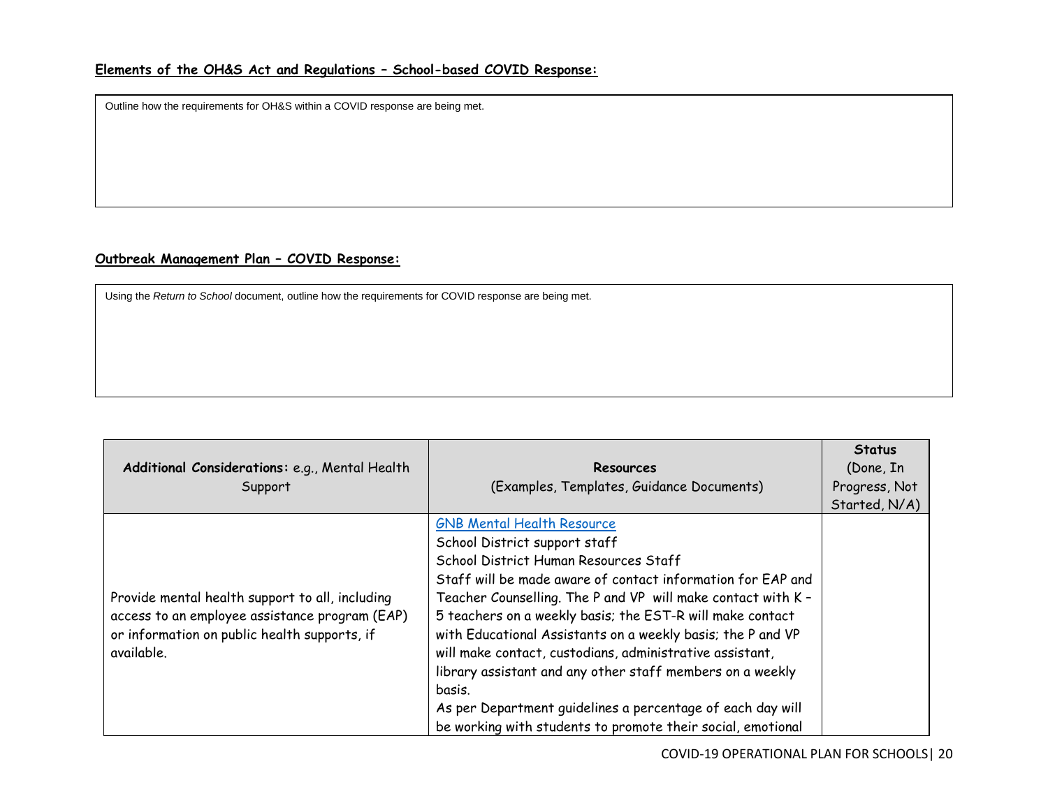**Elements of the OH&S Act and Regulations – School-based COVID Response:**

Outline how the requirements for OH&S within a COVID response are being met.

**Outbreak Management Plan – COVID Response:**

Using the *Return to School* document, outline how the requirements for COVID response are being met.

| **Additional Considerations:** e.g., Mental Health Support | **Resources** (Examples, Templates, Guidance Documents) | **Status** (Done, In Progress, Not Started, N/A) |
|---|---|---|
| Provide mental health support to all, including access to an employee assistance program (EAP) or information on public health supports, if available. | GNB Mental Health Resource<br>School District support staff<br>School District Human Resources Staff<br>Staff will be made aware of contact information for EAP and Teacher Counselling. The P and VP will make contact with K – 5 teachers on a weekly basis; the EST-R will make contact with Educational Assistants on a weekly basis; the P and VP will make contact, custodians, administrative assistant, library assistant and any other staff members on a weekly basis.<br>As per Department guidelines a percentage of each day will be working with students to promote their social, emotional | |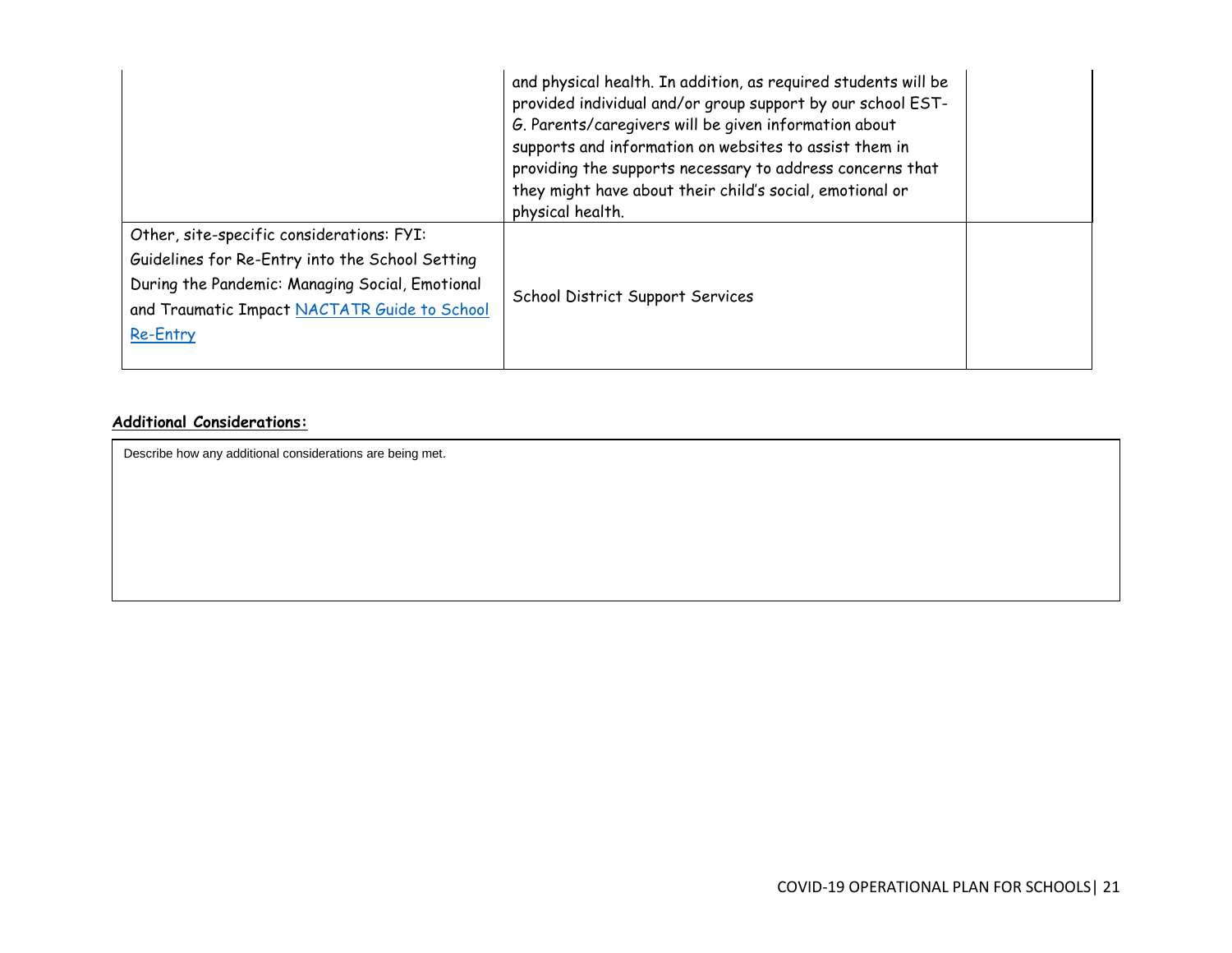| | | |
|---|---|---|
| | and physical health. In addition, as required students will be provided individual and/or group support by our school EST-G. Parents/caregivers will be given information about supports and information on websites to assist them in providing the supports necessary to address concerns that they might have about their child's social, emotional or physical health. | |
| Other, site-specific considerations: FYI: Guidelines for Re-Entry into the School Setting During the Pandemic: Managing Social, Emotional and Traumatic Impact NACTATR Guide to School Re-Entry | School District Support Services | |

**Additional Considerations:**

| |
|---|
| Describe how any additional considerations are being met. |